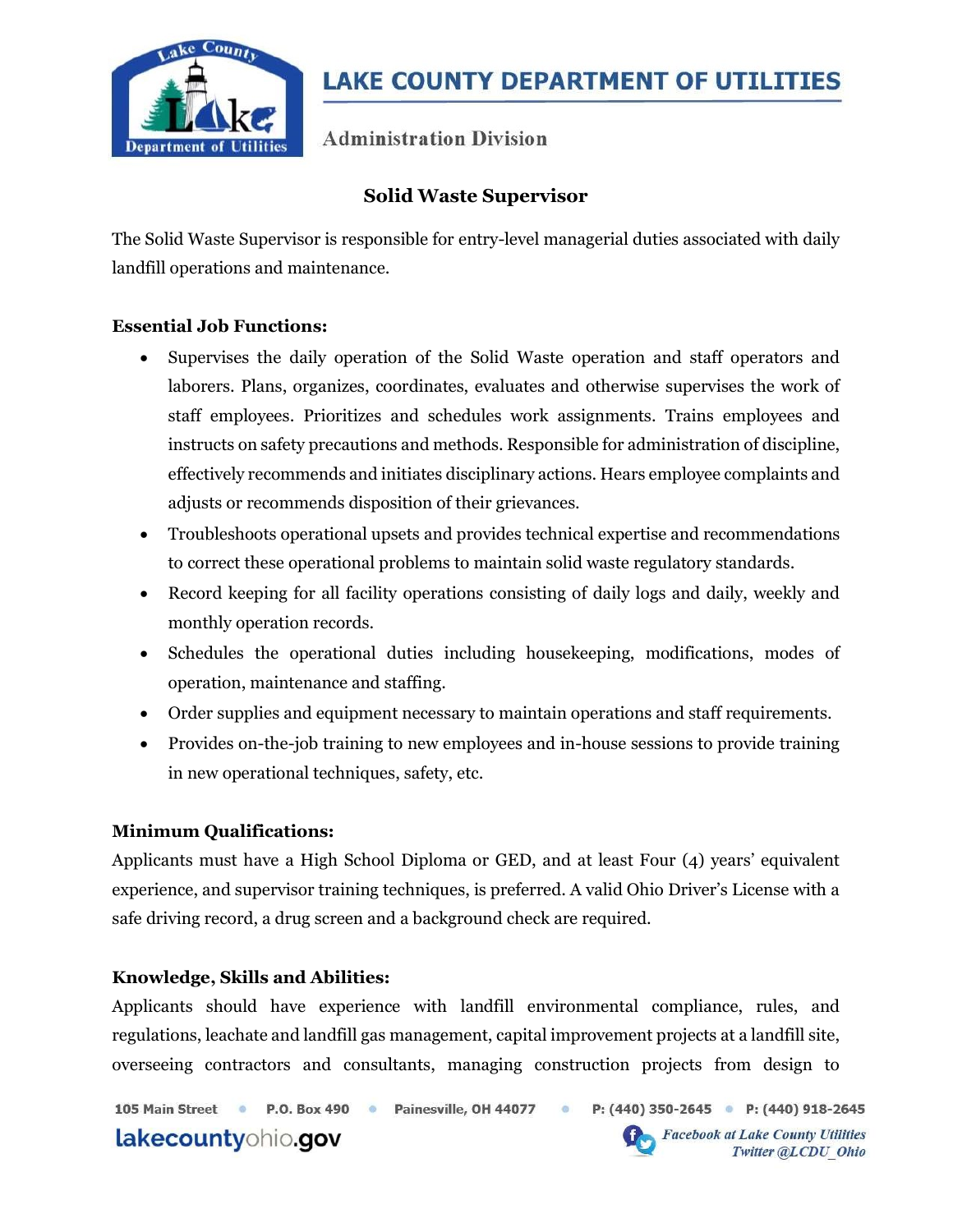# LAKE COUNTY DEPARTMENT OF UTILITIES

Administration Division

## Solid Waste Supervisor

The Solid Waste Supervisor is responsible for entry-level managerial duties associated with daily landfill operations and maintenance.

**Essential Job Functions:**

- Supervises the daily operation of the Solid Waste operation and staff operators and laborers. Plans, organizes, coordinates, evaluates and otherwise supervises the work of staff employees. Prioritizes and schedules work assignments. Trains employees and instructs on safety precautions and methods. Responsible for administration of discipline, effectively recommends and initiates disciplinary actions. Hears employee complaints and adjusts or recommends disposition of their grievances.
- Troubleshoots operational upsets and provides technical expertise and recommendations to correct these operational problems to maintain solid waste regulatory standards.
- Record keeping for all facility operations consisting of daily logs and daily, weekly and monthly operation records.
- Schedules the operational duties including housekeeping, modifications, modes of operation, maintenance and staffing.
- Order supplies and equipment necessary to maintain operations and staff requirements.
- Provides on-the-job training to new employees and in-house sessions to provide training in new operational techniques, safety, etc.

**Minimum Qualifications:**

Applicants must have a High School Diploma or GED, and at least Four (4) years' equivalent experience, and supervisor training techniques, is preferred. A valid Ohio Driver's License with a safe driving record, a drug screen and a background check are required.

**Knowledge, Skills and Abilities:**

Applicants should have experience with landfill environmental compliance, rules, and regulations, leachate and landfill gas management, capital improvement projects at a landfill site, overseeing contractors and consultants, managing construction projects from design to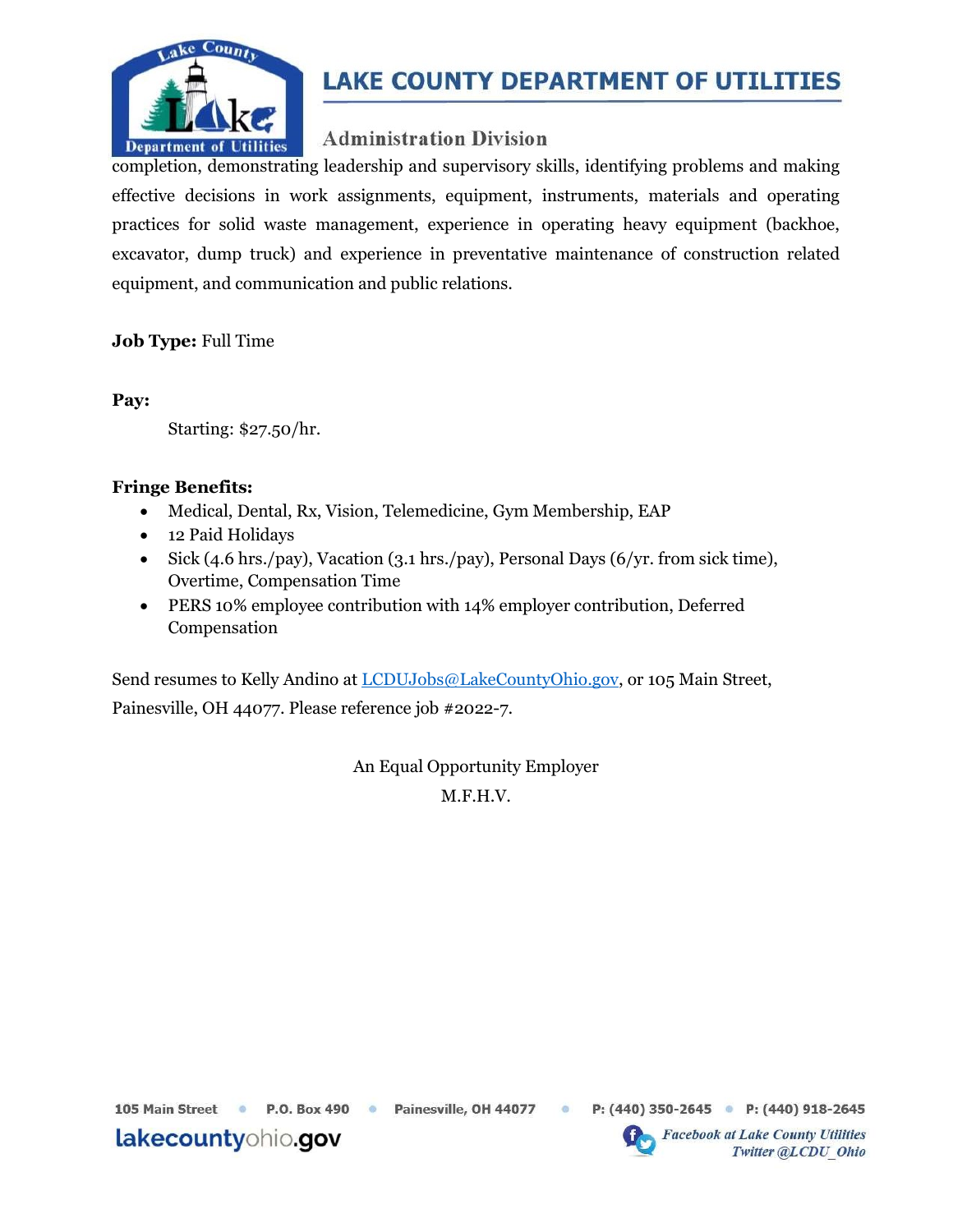completion, demonstrating leadership and supervisory skills, identifying problems and making effective decisions in work assignments, equipment, instruments, materials and operating practices for solid waste management, experience in operating heavy equipment (backhoe, excavator, dump truck) and experience in preventative maintenance of construction related equipment, and communication and public relations.

**Job Type:** Full Time

**Pay:**

Starting: $27.50/hr.

**Fringe Benefits:**

- Medical, Dental, Rx, Vision, Telemedicine, Gym Membership, EAP
- 12 Paid Holidays
- Sick (4.6 hrs./pay), Vacation (3.1 hrs./pay), Personal Days (6/yr. from sick time), Overtime, Compensation Time
- PERS 10% employee contribution with 14% employer contribution, Deferred Compensation

Send resumes to Kelly Andino at LCDUJobs@LakeCountyOhio.gov, or 105 Main Street, Painesville, OH 44077. Please reference job #2022-7.

An Equal Opportunity Employer

M.F.H.V.